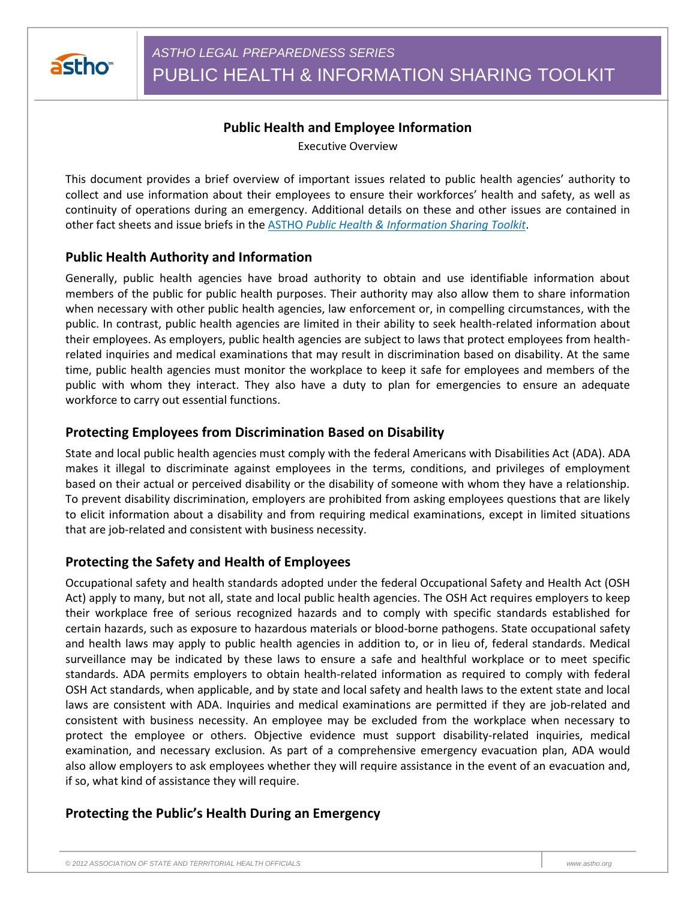ASTHO LEGAL PREPAREDNESS SERIES

PUBLIC HEALTH & INFORMATION SHARING TOOLKIT

## Public Health and Employee Information

Executive Overview

This document provides a brief overview of important issues related to public health agencies' authority to collect and use information about their employees to ensure their workforces' health and safety, as well as continuity of operations during an emergency. Additional details on these and other issues are contained in other fact sheets and issue briefs in the ASTHO *Public Health & Information Sharing Toolkit*.

## Public Health Authority and Information

Generally, public health agencies have broad authority to obtain and use identifiable information about members of the public for public health purposes. Their authority may also allow them to share information when necessary with other public health agencies, law enforcement or, in compelling circumstances, with the public. In contrast, public health agencies are limited in their ability to seek health-related information about their employees. As employers, public health agencies are subject to laws that protect employees from health-related inquiries and medical examinations that may result in discrimination based on disability. At the same time, public health agencies must monitor the workplace to keep it safe for employees and members of the public with whom they interact. They also have a duty to plan for emergencies to ensure an adequate workforce to carry out essential functions.

## Protecting Employees from Discrimination Based on Disability

State and local public health agencies must comply with the federal Americans with Disabilities Act (ADA). ADA makes it illegal to discriminate against employees in the terms, conditions, and privileges of employment based on their actual or perceived disability or the disability of someone with whom they have a relationship. To prevent disability discrimination, employers are prohibited from asking employees questions that are likely to elicit information about a disability and from requiring medical examinations, except in limited situations that are job-related and consistent with business necessity.

## Protecting the Safety and Health of Employees

Occupational safety and health standards adopted under the federal Occupational Safety and Health Act (OSH Act) apply to many, but not all, state and local public health agencies. The OSH Act requires employers to keep their workplace free of serious recognized hazards and to comply with specific standards established for certain hazards, such as exposure to hazardous materials or blood-borne pathogens. State occupational safety and health laws may apply to public health agencies in addition to, or in lieu of, federal standards. Medical surveillance may be indicated by these laws to ensure a safe and healthful workplace or to meet specific standards. ADA permits employers to obtain health-related information as required to comply with federal OSH Act standards, when applicable, and by state and local safety and health laws to the extent state and local laws are consistent with ADA. Inquiries and medical examinations are permitted if they are job-related and consistent with business necessity. An employee may be excluded from the workplace when necessary to protect the employee or others. Objective evidence must support disability-related inquiries, medical examination, and necessary exclusion. As part of a comprehensive emergency evacuation plan, ADA would also allow employers to ask employees whether they will require assistance in the event of an evacuation and, if so, what kind of assistance they will require.

## Protecting the Public's Health During an Emergency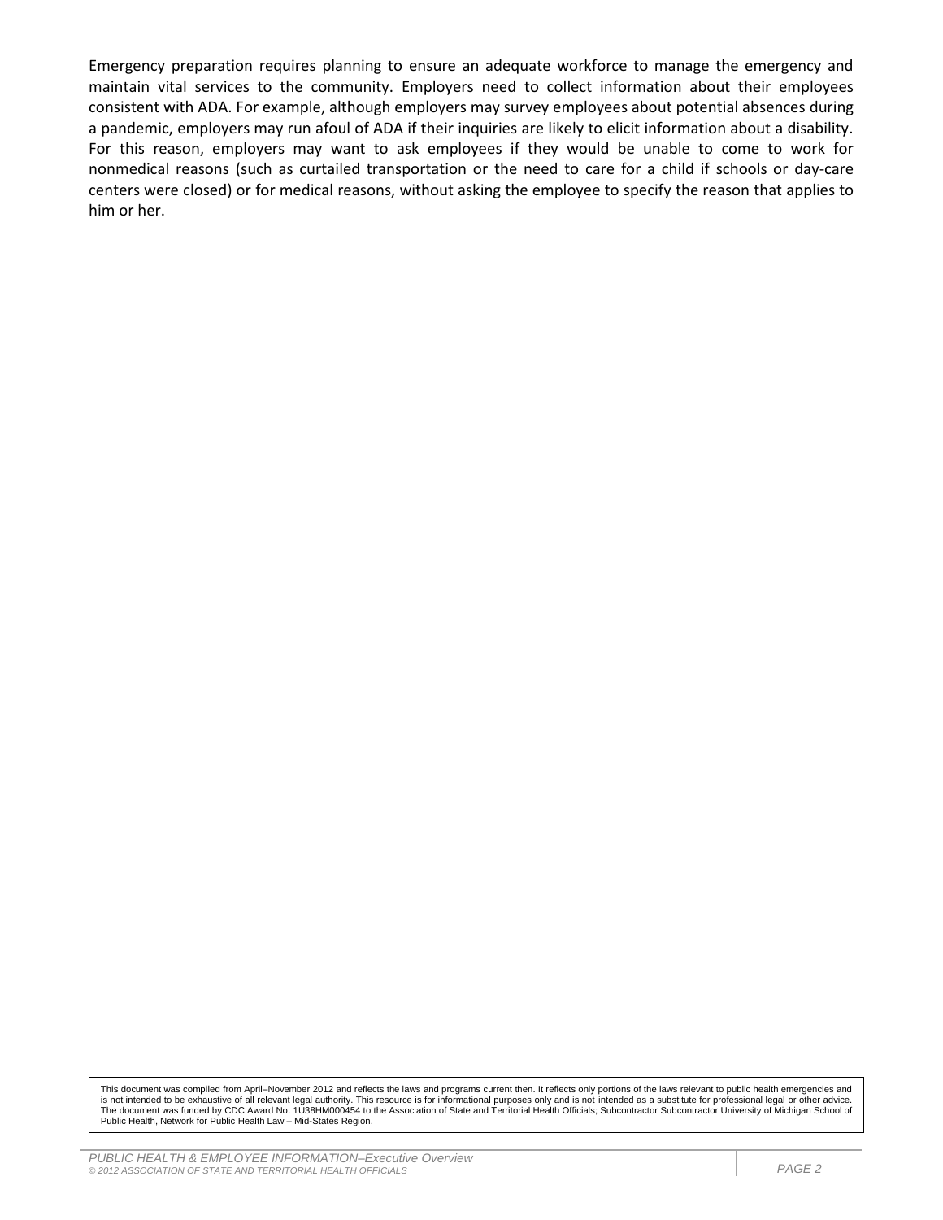Emergency preparation requires planning to ensure an adequate workforce to manage the emergency and maintain vital services to the community. Employers need to collect information about their employees consistent with ADA. For example, although employers may survey employees about potential absences during a pandemic, employers may run afoul of ADA if their inquiries are likely to elicit information about a disability. For this reason, employers may want to ask employees if they would be unable to come to work for nonmedical reasons (such as curtailed transportation or the need to care for a child if schools or day-care centers were closed) or for medical reasons, without asking the employee to specify the reason that applies to him or her.

This document was compiled from April–November 2012 and reflects the laws and programs current then. It reflects only portions of the laws relevant to public health emergencies and is not intended to be exhaustive of all relevant legal authority. This resource is for informational purposes only and is not intended as a substitute for professional legal or other advice. The document was funded by CDC Award No. 1U38HM000454 to the Association of State and Territorial Health Officials; Subcontractor Subcontractor University of Michigan School of Public Health, Network for Public Health Law – Mid-States Region.